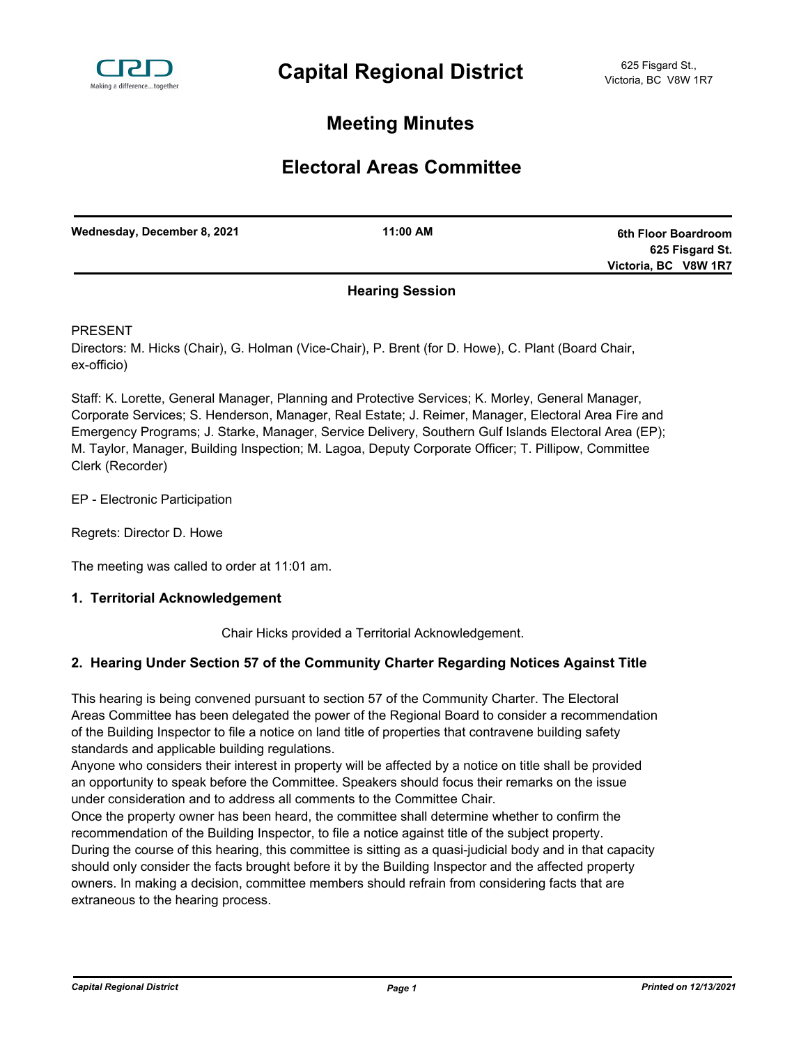# Capital Regional District

625 Fisgard St.,
Victoria, BC V8W 1R7

## Meeting Minutes

## Electoral Areas Committee

| Wednesday, December 8, 2021 | 11:00 AM | 6th Floor Boardroom<br>625 Fisgard St.<br>Victoria, BC V8W 1R7 |
|---|---|---|

**Hearing Session**

PRESENT

Directors: M. Hicks (Chair), G. Holman (Vice-Chair), P. Brent (for D. Howe), C. Plant (Board Chair, ex-officio)

Staff: K. Lorette, General Manager, Planning and Protective Services; K. Morley, General Manager, Corporate Services; S. Henderson, Manager, Real Estate; J. Reimer, Manager, Electoral Area Fire and Emergency Programs; J. Starke, Manager, Service Delivery, Southern Gulf Islands Electoral Area (EP); M. Taylor, Manager, Building Inspection; M. Lagoa, Deputy Corporate Officer; T. Pillipow, Committee Clerk (Recorder)

EP - Electronic Participation

Regrets: Director D. Howe

The meeting was called to order at 11:01 am.

### 1. Territorial Acknowledgement

Chair Hicks provided a Territorial Acknowledgement.

### 2. Hearing Under Section 57 of the Community Charter Regarding Notices Against Title

This hearing is being convened pursuant to section 57 of the Community Charter. The Electoral Areas Committee has been delegated the power of the Regional Board to consider a recommendation of the Building Inspector to file a notice on land title of properties that contravene building safety standards and applicable building regulations.

Anyone who considers their interest in property will be affected by a notice on title shall be provided an opportunity to speak before the Committee. Speakers should focus their remarks on the issue under consideration and to address all comments to the Committee Chair.

Once the property owner has been heard, the committee shall determine whether to confirm the recommendation of the Building Inspector, to file a notice against title of the subject property.

During the course of this hearing, this committee is sitting as a quasi-judicial body and in that capacity should only consider the facts brought before it by the Building Inspector and the affected property owners. In making a decision, committee members should refrain from considering facts that are extraneous to the hearing process.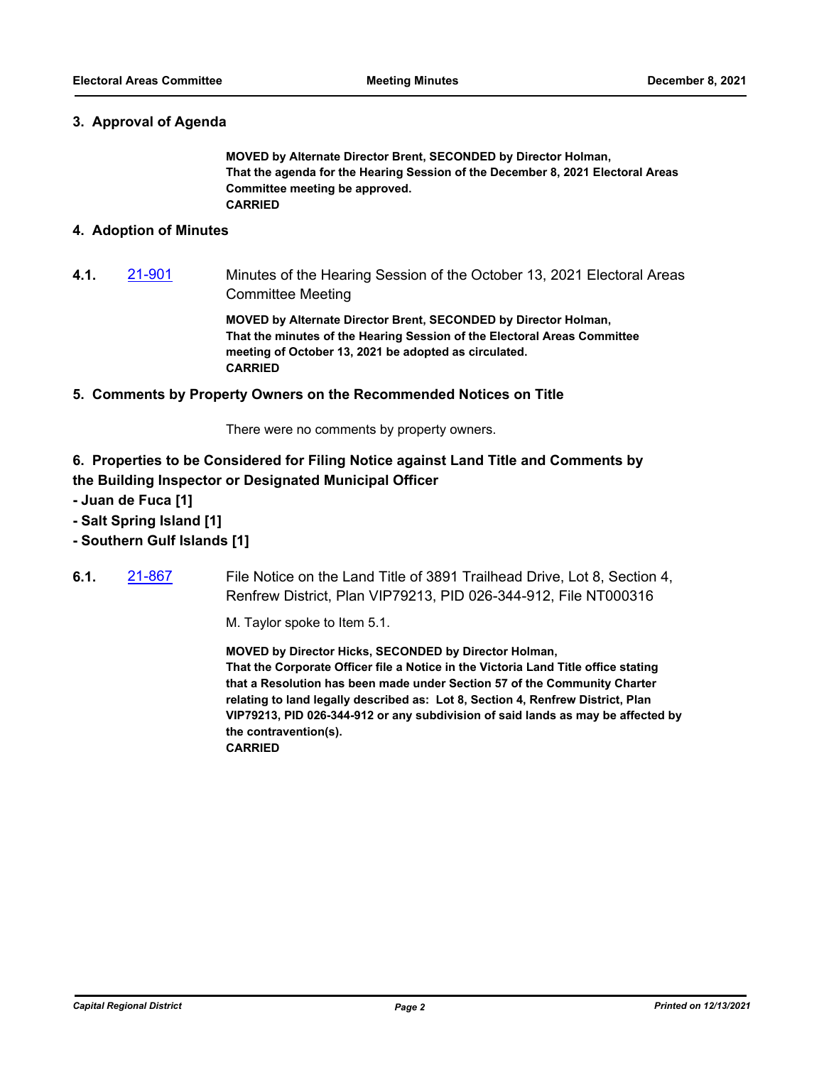## 3. Approval of Agenda

**MOVED by Alternate Director Brent, SECONDED by Director Holman,**
**That the agenda for the Hearing Session of the December 8, 2021 Electoral Areas Committee meeting be approved.**
**CARRIED**

## 4. Adoption of Minutes

**4.1.** 21-901 Minutes of the Hearing Session of the October 13, 2021 Electoral Areas Committee Meeting

**MOVED by Alternate Director Brent, SECONDED by Director Holman,**
**That the minutes of the Hearing Session of the Electoral Areas Committee meeting of October 13, 2021 be adopted as circulated.**
**CARRIED**

## 5. Comments by Property Owners on the Recommended Notices on Title

There were no comments by property owners.

## 6. Properties to be Considered for Filing Notice against Land Title and Comments by the Building Inspector or Designated Municipal Officer

**- Juan de Fuca [1]**
**- Salt Spring Island [1]**
**- Southern Gulf Islands [1]**

**6.1.** 21-867 File Notice on the Land Title of 3891 Trailhead Drive, Lot 8, Section 4, Renfrew District, Plan VIP79213, PID 026-344-912, File NT000316

M. Taylor spoke to Item 5.1.

**MOVED by Director Hicks, SECONDED by Director Holman,**
**That the Corporate Officer file a Notice in the Victoria Land Title office stating that a Resolution has been made under Section 57 of the Community Charter relating to land legally described as: Lot 8, Section 4, Renfrew District, Plan VIP79213, PID 026-344-912 or any subdivision of said lands as may be affected by the contravention(s).**
**CARRIED**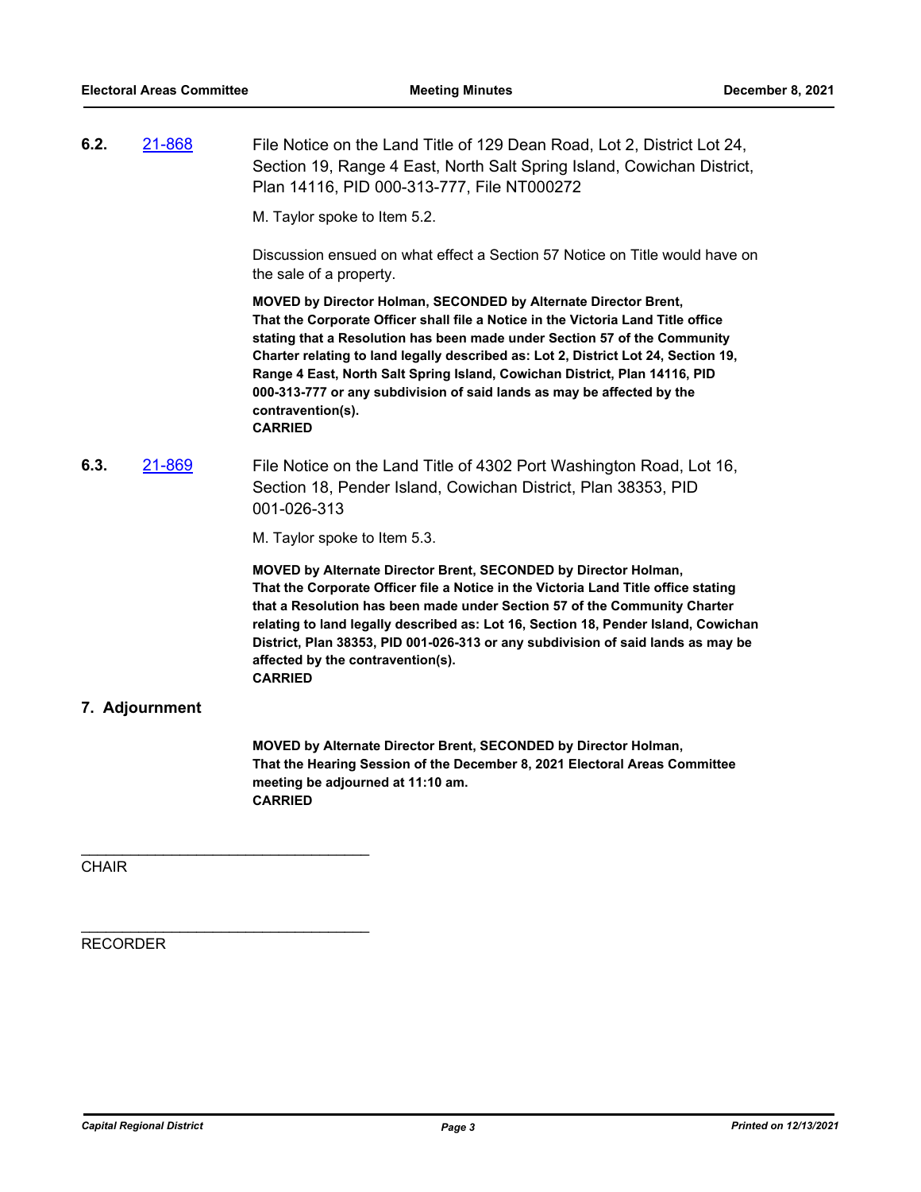**6.2.** 21-868 File Notice on the Land Title of 129 Dean Road, Lot 2, District Lot 24, Section 19, Range 4 East, North Salt Spring Island, Cowichan District, Plan 14116, PID 000-313-777, File NT000272

M. Taylor spoke to Item 5.2.

Discussion ensued on what effect a Section 57 Notice on Title would have on the sale of a property.

**MOVED by Director Holman, SECONDED by Alternate Director Brent, That the Corporate Officer shall file a Notice in the Victoria Land Title office stating that a Resolution has been made under Section 57 of the Community Charter relating to land legally described as: Lot 2, District Lot 24, Section 19, Range 4 East, North Salt Spring Island, Cowichan District, Plan 14116, PID 000-313-777 or any subdivision of said lands as may be affected by the contravention(s).**
**CARRIED**

**6.3.** 21-869 File Notice on the Land Title of 4302 Port Washington Road, Lot 16, Section 18, Pender Island, Cowichan District, Plan 38353, PID 001-026-313

M. Taylor spoke to Item 5.3.

**MOVED by Alternate Director Brent, SECONDED by Director Holman, That the Corporate Officer file a Notice in the Victoria Land Title office stating that a Resolution has been made under Section 57 of the Community Charter relating to land legally described as: Lot 16, Section 18, Pender Island, Cowichan District, Plan 38353, PID 001-026-313 or any subdivision of said lands as may be affected by the contravention(s).**
**CARRIED**

## 7. Adjournment

**MOVED by Alternate Director Brent, SECONDED by Director Holman, That the Hearing Session of the December 8, 2021 Electoral Areas Committee meeting be adjourned at 11:10 am.**
**CARRIED**

___________________________________
CHAIR

___________________________________
RECORDER